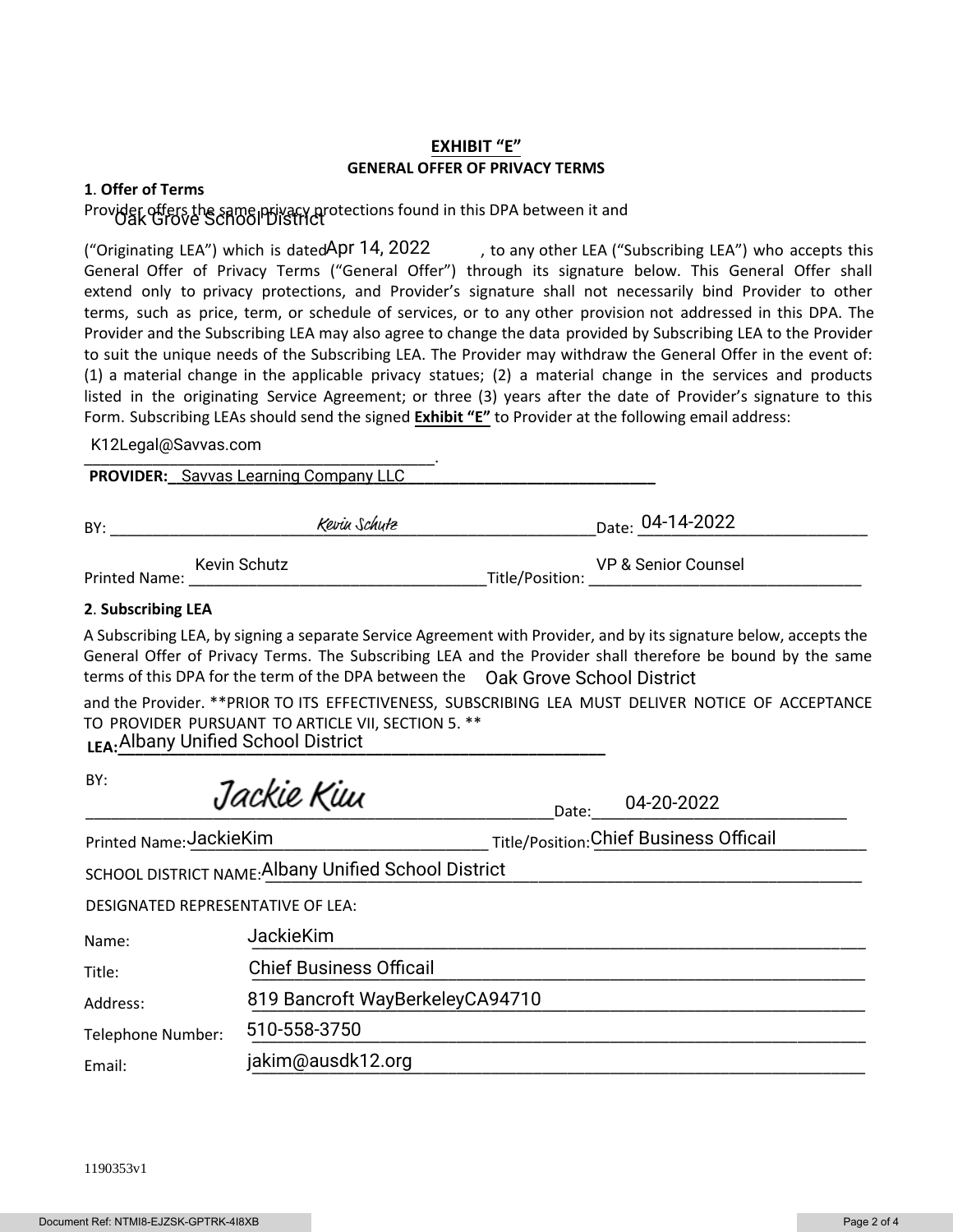# EXHIBIT "E"

## GENERAL OFFER OF PRIVACY TERMS

**1. Offer of Terms**

Provider offers the same privacy protections found in this DPA between it and Oak Grove School District ("Originating LEA") which is dated Apr 14, 2022, to any other LEA ("Subscribing LEA") who accepts this General Offer of Privacy Terms ("General Offer") through its signature below. This General Offer shall extend only to privacy protections, and Provider's signature shall not necessarily bind Provider to other terms, such as price, term, or schedule of services, or to any other provision not addressed in this DPA. The Provider and the Subscribing LEA may also agree to change the data provided by Subscribing LEA to the Provider to suit the unique needs of the Subscribing LEA. The Provider may withdraw the General Offer in the event of: (1) a material change in the applicable privacy statues; (2) a material change in the services and products listed in the originating Service Agreement; or three (3) years after the date of Provider's signature to this Form. Subscribing LEAs should send the signed **Exhibit "E"** to Provider at the following email address:

K12Legal@Savvas.com.

**PROVIDER:** Savvas Learning Company LLC

BY: *Kevin Schutz* Date: 04-14-2022

Printed Name: Kevin Schutz Title/Position: VP & Senior Counsel

**2. Subscribing LEA**

A Subscribing LEA, by signing a separate Service Agreement with Provider, and by its signature below, accepts the General Offer of Privacy Terms. The Subscribing LEA and the Provider shall therefore be bound by the same terms of this DPA for the term of the DPA between the Oak Grove School District and the Provider. \*\*PRIOR TO ITS EFFECTIVENESS, SUBSCRIBING LEA MUST DELIVER NOTICE OF ACCEPTANCE TO PROVIDER PURSUANT TO ARTICLE VII, SECTION 5. \*\*

**LEA:** Albany Unified School District

BY: *Jackie Kim* Date: 04-20-2022

Printed Name: JackieKim Title/Position: Chief Business Officail

SCHOOL DISTRICT NAME: Albany Unified School District

DESIGNATED REPRESENTATIVE OF LEA:

Name: JackieKim

Title: Chief Business Officail

Address: 819 Bancroft WayBerkeleyCA94710

Telephone Number: 510-558-3750

Email: jakim@ausdk12.org

1190353v1

Document Ref: NTMI8-EJZSK-GPTRK-4I8XB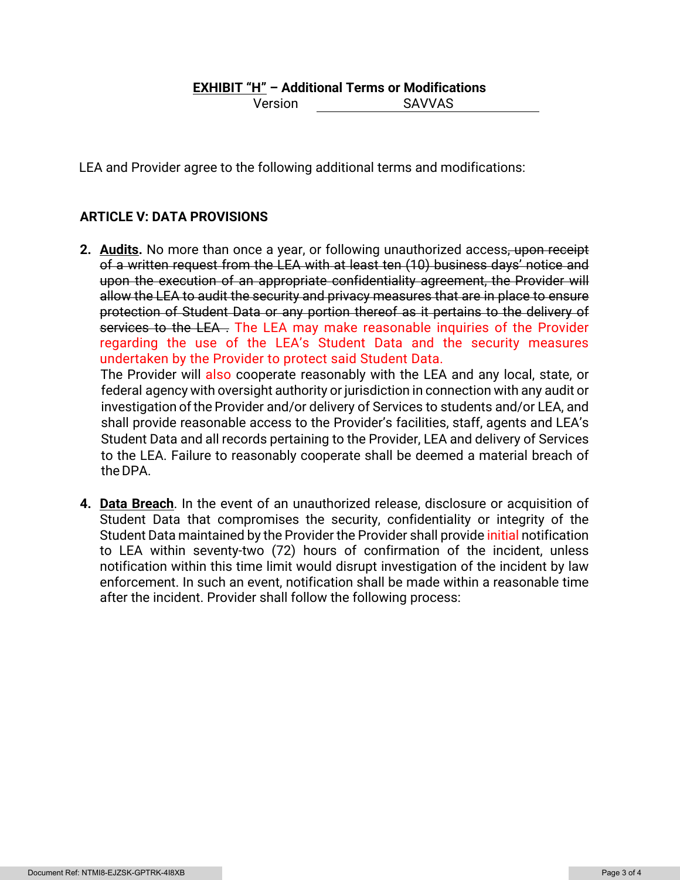**EXHIBIT "H" – Additional Terms or Modifications**

Version SAVVAS

LEA and Provider agree to the following additional terms and modifications:

**ARTICLE V: DATA PROVISIONS**

2. **Audits.** No more than once a year, or following unauthorized access~~, upon receipt of a written request from the LEA with at least ten (10) business days' notice and upon the execution of an appropriate confidentiality agreement, the Provider will allow the LEA to audit the security and privacy measures that are in place to ensure protection of Student Data or any portion thereof as it pertains to the delivery of services to the LEA~~ . The LEA may make reasonable inquiries of the Provider regarding the use of the LEA's Student Data and the security measures undertaken by the Provider to protect said Student Data.

   The Provider will also cooperate reasonably with the LEA and any local, state, or federal agency with oversight authority or jurisdiction in connection with any audit or investigation of the Provider and/or delivery of Services to students and/or LEA, and shall provide reasonable access to the Provider's facilities, staff, agents and LEA's Student Data and all records pertaining to the Provider, LEA and delivery of Services to the LEA. Failure to reasonably cooperate shall be deemed a material breach of the DPA.

4. **Data Breach**. In the event of an unauthorized release, disclosure or acquisition of Student Data that compromises the security, confidentiality or integrity of the Student Data maintained by the Provider the Provider shall provide initial notification to LEA within seventy-two (72) hours of confirmation of the incident, unless notification within this time limit would disrupt investigation of the incident by law enforcement. In such an event, notification shall be made within a reasonable time after the incident. Provider shall follow the following process: